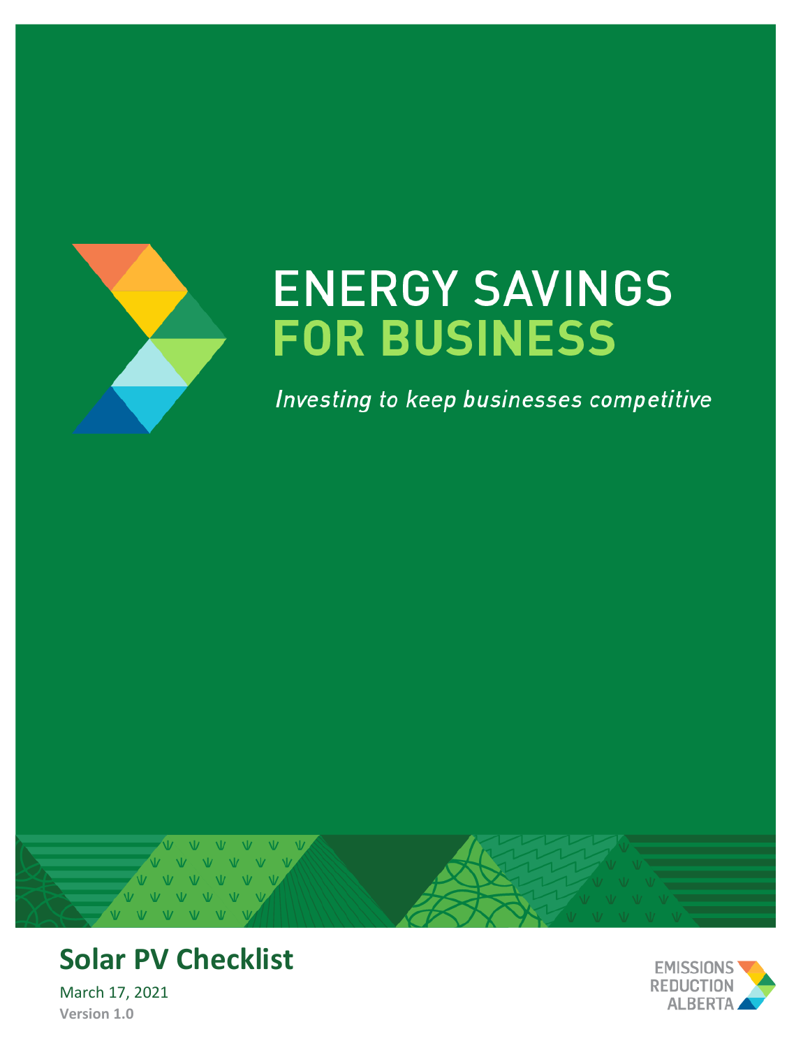# ENERGY SAVINGS FOR BUSINESS

*Investing to keep businesses competitive*

## Solar PV Checklist

March 17, 2021

**Version 1.0**

EMISSIONS REDUCTION ALBERTA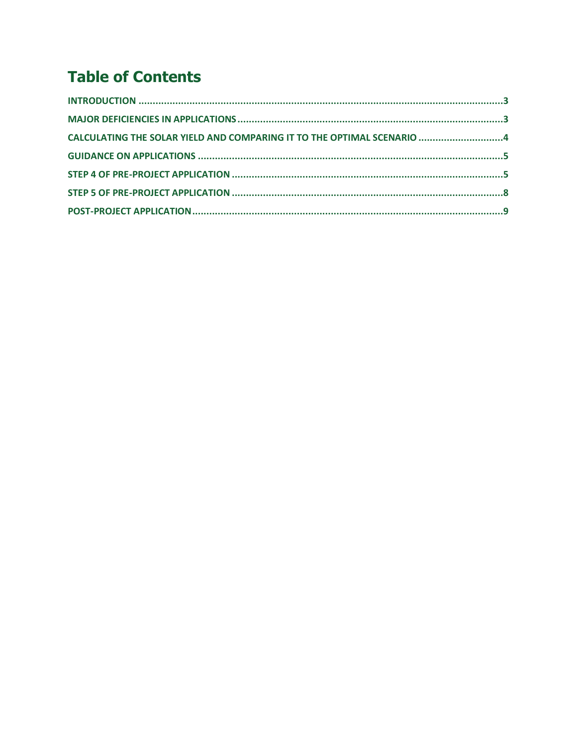# Table of Contents

INTRODUCTION ........................................................................................................................3

MAJOR DEFICIENCIES IN APPLICATIONS ..............................................................................3

CALCULATING THE SOLAR YIELD AND COMPARING IT TO THE OPTIMAL SCENARIO ..............................4

GUIDANCE ON APPLICATIONS ..................................................................................................5

STEP 4 OF PRE-PROJECT APPLICATION ....................................................................................5

STEP 5 OF PRE-PROJECT APPLICATION ....................................................................................8

POST-PROJECT APPLICATION ....................................................................................................9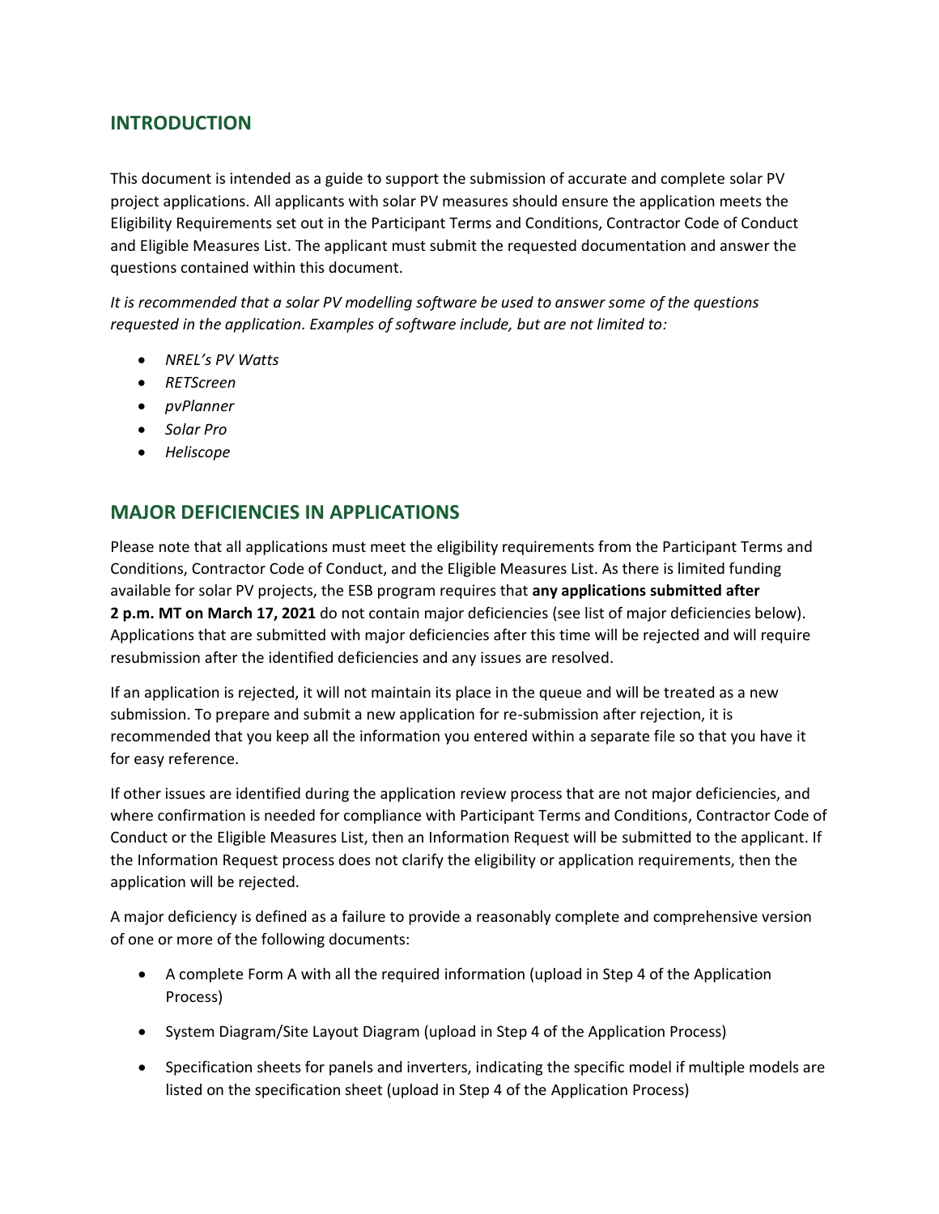## INTRODUCTION

This document is intended as a guide to support the submission of accurate and complete solar PV project applications. All applicants with solar PV measures should ensure the application meets the Eligibility Requirements set out in the Participant Terms and Conditions, Contractor Code of Conduct and Eligible Measures List. The applicant must submit the requested documentation and answer the questions contained within this document.

*It is recommended that a solar PV modelling software be used to answer some of the questions requested in the application. Examples of software include, but are not limited to:*

- *NREL's PV Watts*
- *RETScreen*
- *pvPlanner*
- *Solar Pro*
- *Heliscope*

## MAJOR DEFICIENCIES IN APPLICATIONS

Please note that all applications must meet the eligibility requirements from the Participant Terms and Conditions, Contractor Code of Conduct, and the Eligible Measures List. As there is limited funding available for solar PV projects, the ESB program requires that **any applications submitted after 2 p.m. MT on March 17, 2021** do not contain major deficiencies (see list of major deficiencies below). Applications that are submitted with major deficiencies after this time will be rejected and will require resubmission after the identified deficiencies and any issues are resolved.

If an application is rejected, it will not maintain its place in the queue and will be treated as a new submission. To prepare and submit a new application for re-submission after rejection, it is recommended that you keep all the information you entered within a separate file so that you have it for easy reference.

If other issues are identified during the application review process that are not major deficiencies, and where confirmation is needed for compliance with Participant Terms and Conditions, Contractor Code of Conduct or the Eligible Measures List, then an Information Request will be submitted to the applicant. If the Information Request process does not clarify the eligibility or application requirements, then the application will be rejected.

A major deficiency is defined as a failure to provide a reasonably complete and comprehensive version of one or more of the following documents:

- A complete Form A with all the required information (upload in Step 4 of the Application Process)
- System Diagram/Site Layout Diagram (upload in Step 4 of the Application Process)
- Specification sheets for panels and inverters, indicating the specific model if multiple models are listed on the specification sheet (upload in Step 4 of the Application Process)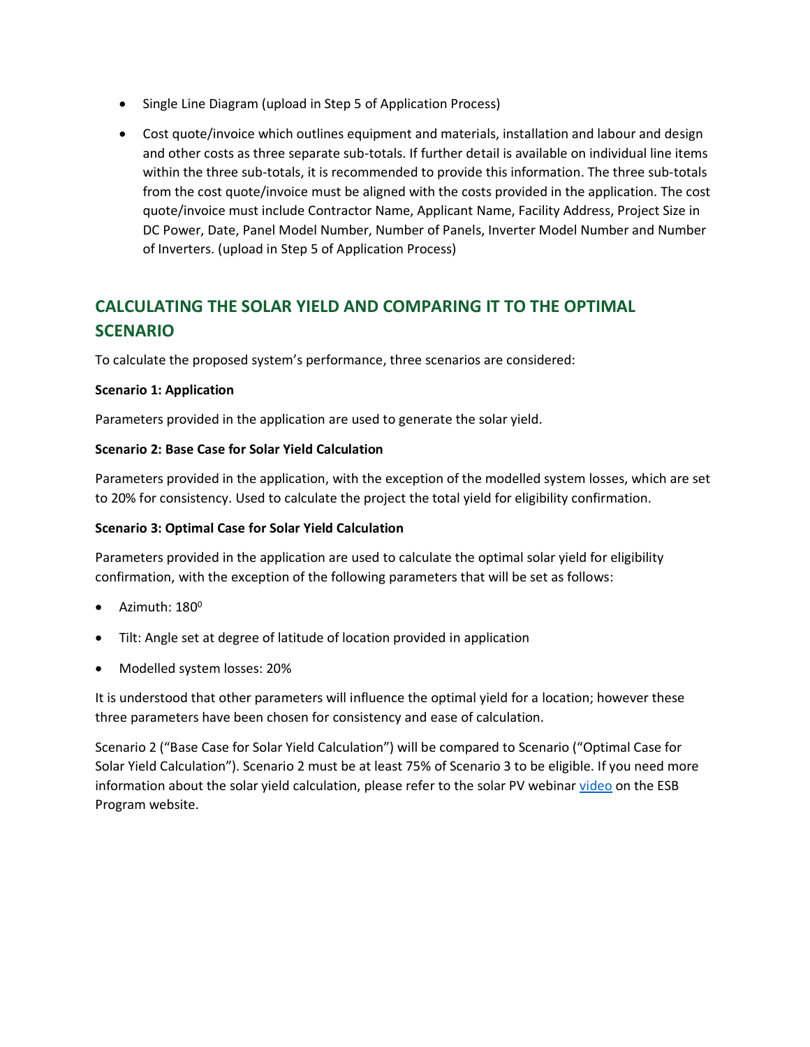- Single Line Diagram (upload in Step 5 of Application Process)
- Cost quote/invoice which outlines equipment and materials, installation and labour and design and other costs as three separate sub-totals. If further detail is available on individual line items within the three sub-totals, it is recommended to provide this information. The three sub-totals from the cost quote/invoice must be aligned with the costs provided in the application. The cost quote/invoice must include Contractor Name, Applicant Name, Facility Address, Project Size in DC Power, Date, Panel Model Number, Number of Panels, Inverter Model Number and Number of Inverters. (upload in Step 5 of Application Process)

## CALCULATING THE SOLAR YIELD AND COMPARING IT TO THE OPTIMAL SCENARIO

To calculate the proposed system's performance, three scenarios are considered:

**Scenario 1: Application**

Parameters provided in the application are used to generate the solar yield.

**Scenario 2: Base Case for Solar Yield Calculation**

Parameters provided in the application, with the exception of the modelled system losses, which are set to 20% for consistency. Used to calculate the project the total yield for eligibility confirmation.

**Scenario 3: Optimal Case for Solar Yield Calculation**

Parameters provided in the application are used to calculate the optimal solar yield for eligibility confirmation, with the exception of the following parameters that will be set as follows:

- Azimuth: $180^0$
- Tilt: Angle set at degree of latitude of location provided in application
- Modelled system losses: 20%

It is understood that other parameters will influence the optimal yield for a location; however these three parameters have been chosen for consistency and ease of calculation.

Scenario 2 ("Base Case for Solar Yield Calculation") will be compared to Scenario ("Optimal Case for Solar Yield Calculation"). Scenario 2 must be at least 75% of Scenario 3 to be eligible. If you need more information about the solar yield calculation, please refer to the solar PV webinar video on the ESB Program website.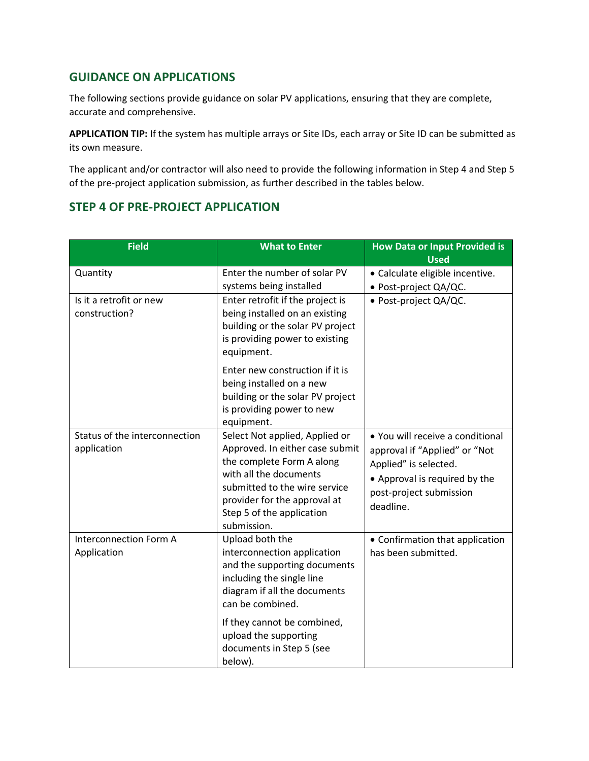## GUIDANCE ON APPLICATIONS

The following sections provide guidance on solar PV applications, ensuring that they are complete, accurate and comprehensive.

**APPLICATION TIP:** If the system has multiple arrays or Site IDs, each array or Site ID can be submitted as its own measure.

The applicant and/or contractor will also need to provide the following information in Step 4 and Step 5 of the pre-project application submission, as further described in the tables below.

## STEP 4 OF PRE-PROJECT APPLICATION

| Field | What to Enter | How Data or Input Provided is Used |
|---|---|---|
| Quantity | Enter the number of solar PV systems being installed | • Calculate eligible incentive.<br>• Post-project QA/QC. |
| Is it a retrofit or new construction? | Enter retrofit if the project is being installed on an existing building or the solar PV project is providing power to existing equipment.<br><br>Enter new construction if it is being installed on a new building or the solar PV project is providing power to new equipment. | • Post-project QA/QC. |
| Status of the interconnection application | Select Not applied, Applied or Approved. In either case submit the complete Form A along with all the documents submitted to the wire service provider for the approval at Step 5 of the application submission. | • You will receive a conditional approval if “Applied” or “Not Applied” is selected.<br>• Approval is required by the post-project submission deadline. |
| Interconnection Form A Application | Upload both the interconnection application and the supporting documents including the single line diagram if all the documents can be combined.<br><br>If they cannot be combined, upload the supporting documents in Step 5 (see below). | • Confirmation that application has been submitted. |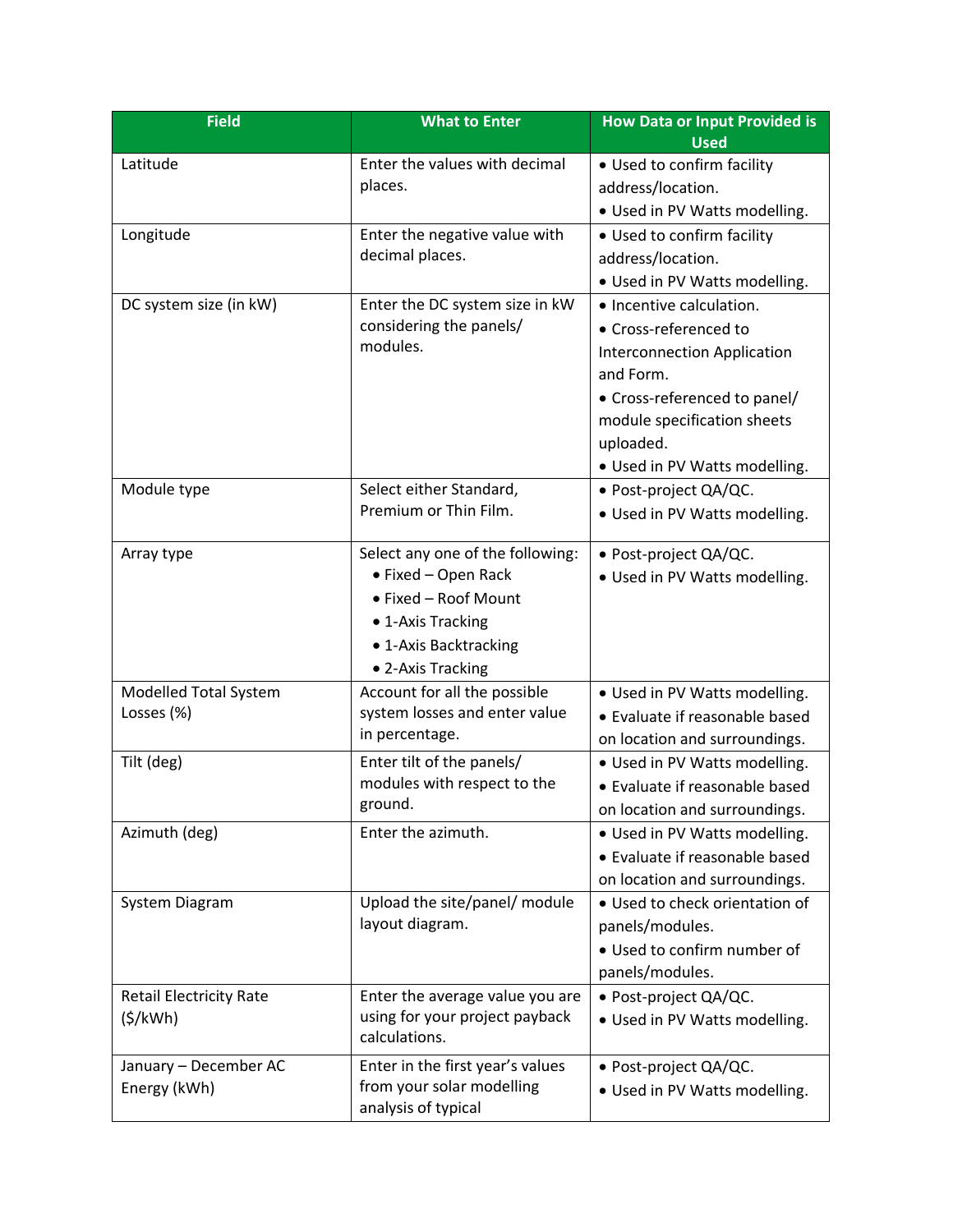| Field | What to Enter | How Data or Input Provided is Used |
|---|---|---|
| Latitude | Enter the values with decimal places. | • Used to confirm facility address/location.<br>• Used in PV Watts modelling. |
| Longitude | Enter the negative value with decimal places. | • Used to confirm facility address/location.<br>• Used in PV Watts modelling. |
| DC system size (in kW) | Enter the DC system size in kW considering the panels/ modules. | • Incentive calculation.<br>• Cross-referenced to Interconnection Application and Form.<br>• Cross-referenced to panel/ module specification sheets uploaded.<br>• Used in PV Watts modelling. |
| Module type | Select either Standard, Premium or Thin Film. | • Post-project QA/QC.<br>• Used in PV Watts modelling. |
| Array type | Select any one of the following:<br>• Fixed – Open Rack<br>• Fixed – Roof Mount<br>• 1-Axis Tracking<br>• 1-Axis Backtracking<br>• 2-Axis Tracking | • Post-project QA/QC.<br>• Used in PV Watts modelling. |
| Modelled Total System Losses (%) | Account for all the possible system losses and enter value in percentage. | • Used in PV Watts modelling.<br>• Evaluate if reasonable based on location and surroundings. |
| Tilt (deg) | Enter tilt of the panels/ modules with respect to the ground. | • Used in PV Watts modelling.<br>• Evaluate if reasonable based on location and surroundings. |
| Azimuth (deg) | Enter the azimuth. | • Used in PV Watts modelling.<br>• Evaluate if reasonable based on location and surroundings. |
| System Diagram | Upload the site/panel/ module layout diagram. | • Used to check orientation of panels/modules.<br>• Used to confirm number of panels/modules. |
| Retail Electricity Rate ($/kWh) | Enter the average value you are using for your project payback calculations. | • Post-project QA/QC.<br>• Used in PV Watts modelling. |
| January – December AC Energy (kWh) | Enter in the first year's values from your solar modelling analysis of typical | • Post-project QA/QC.<br>• Used in PV Watts modelling. |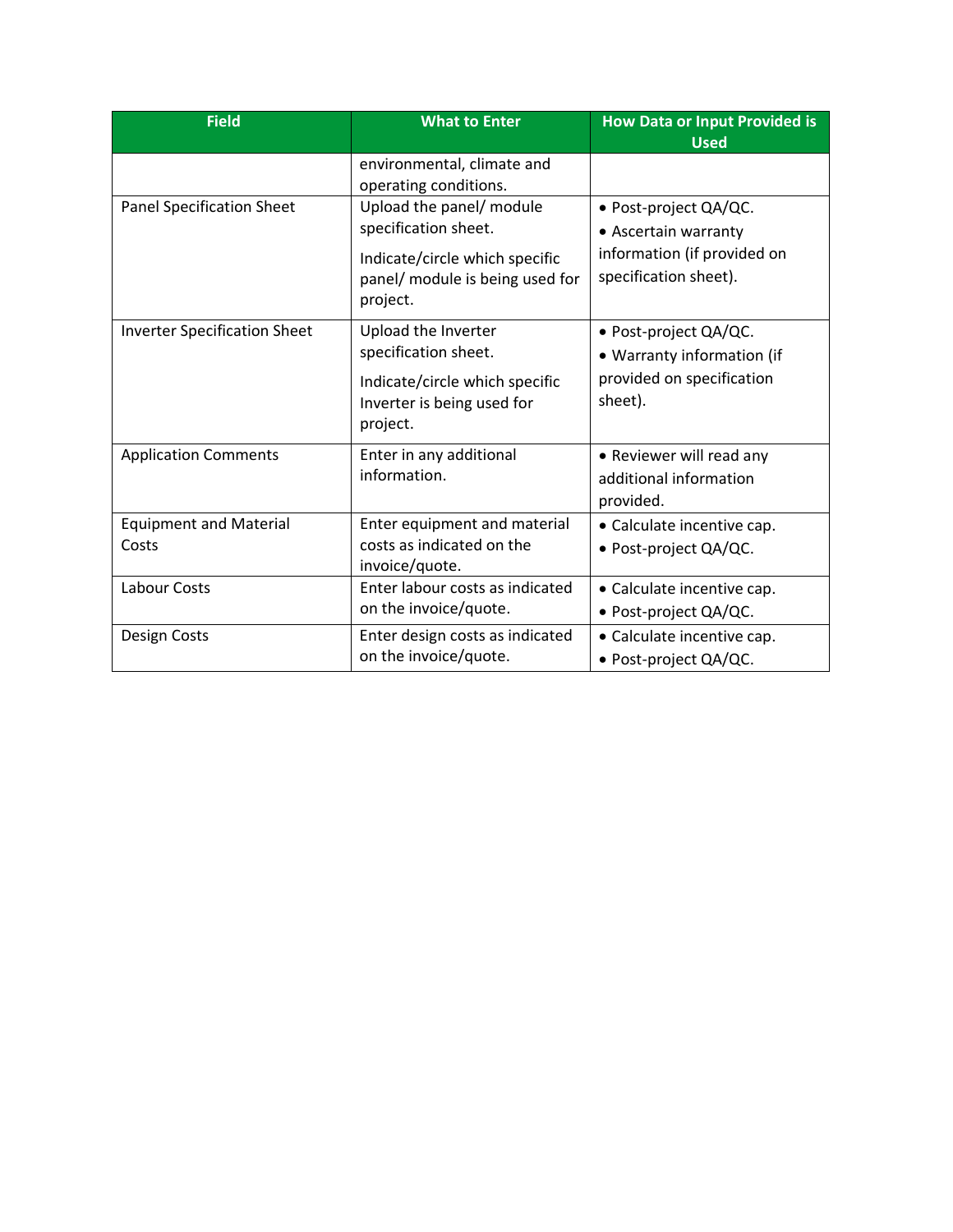| Field | What to Enter | How Data or Input Provided is Used |
| --- | --- | --- |
| | environmental, climate and operating conditions. | |
| Panel Specification Sheet | Upload the panel/ module specification sheet.<br>Indicate/circle which specific panel/ module is being used for project. | • Post-project QA/QC.<br>• Ascertain warranty information (if provided on specification sheet). |
| Inverter Specification Sheet | Upload the Inverter specification sheet.<br>Indicate/circle which specific Inverter is being used for project. | • Post-project QA/QC.<br>• Warranty information (if provided on specification sheet). |
| Application Comments | Enter in any additional information. | • Reviewer will read any additional information provided. |
| Equipment and Material Costs | Enter equipment and material costs as indicated on the invoice/quote. | • Calculate incentive cap.<br>• Post-project QA/QC. |
| Labour Costs | Enter labour costs as indicated on the invoice/quote. | • Calculate incentive cap.<br>• Post-project QA/QC. |
| Design Costs | Enter design costs as indicated on the invoice/quote. | • Calculate incentive cap.<br>• Post-project QA/QC. |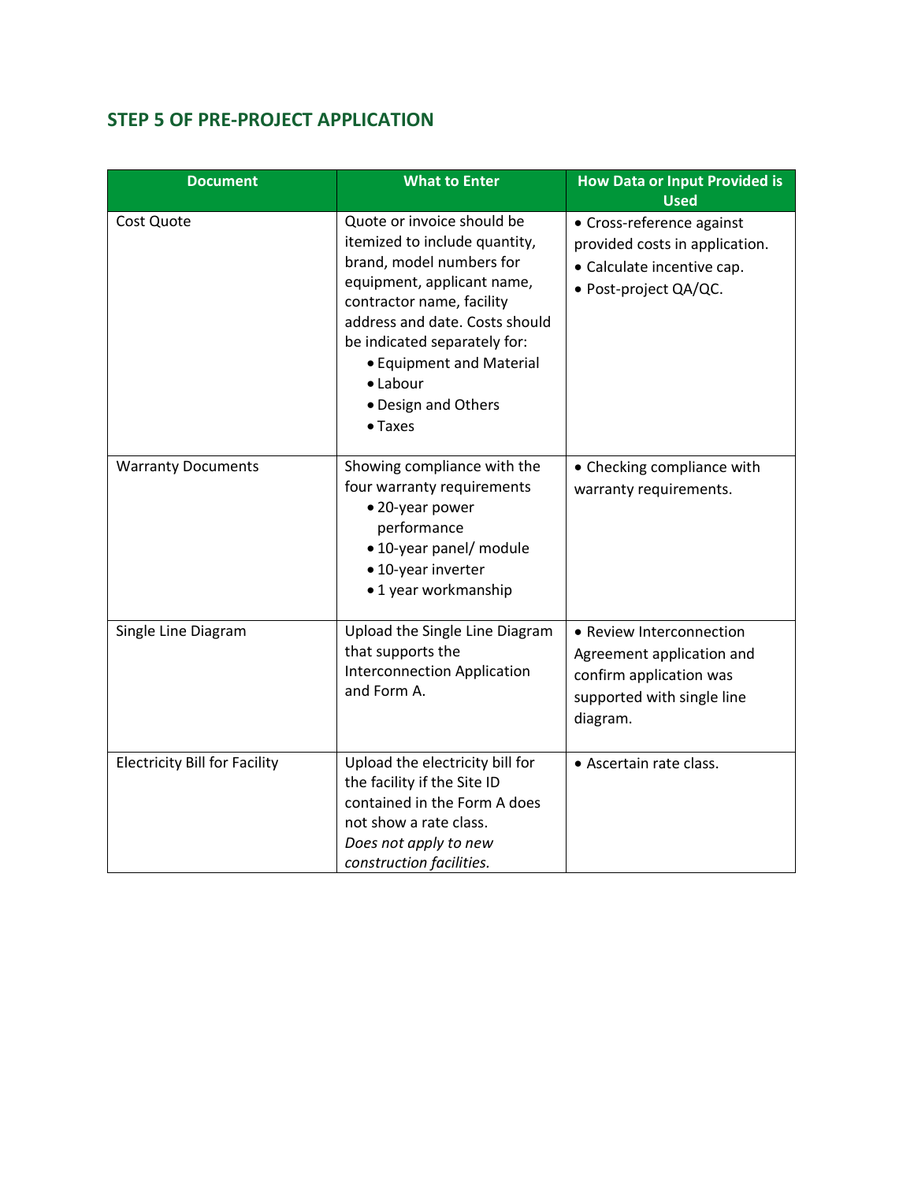## STEP 5 OF PRE-PROJECT APPLICATION

| Document | What to Enter | How Data or Input Provided is Used |
|---|---|---|
| Cost Quote | Quote or invoice should be itemized to include quantity, brand, model numbers for equipment, applicant name, contractor name, facility address and date. Costs should be indicated separately for:<br>• Equipment and Material<br>• Labour<br>• Design and Others<br>• Taxes | • Cross-reference against provided costs in application.<br>• Calculate incentive cap.<br>• Post-project QA/QC. |
| Warranty Documents | Showing compliance with the four warranty requirements<br>• 20-year power performance<br>• 10-year panel/ module<br>• 10-year inverter<br>• 1 year workmanship | • Checking compliance with warranty requirements. |
| Single Line Diagram | Upload the Single Line Diagram that supports the Interconnection Application and Form A. | • Review Interconnection Agreement application and confirm application was supported with single line diagram. |
| Electricity Bill for Facility | Upload the electricity bill for the facility if the Site ID contained in the Form A does not show a rate class.<br>*Does not apply to new construction facilities.* | • Ascertain rate class. |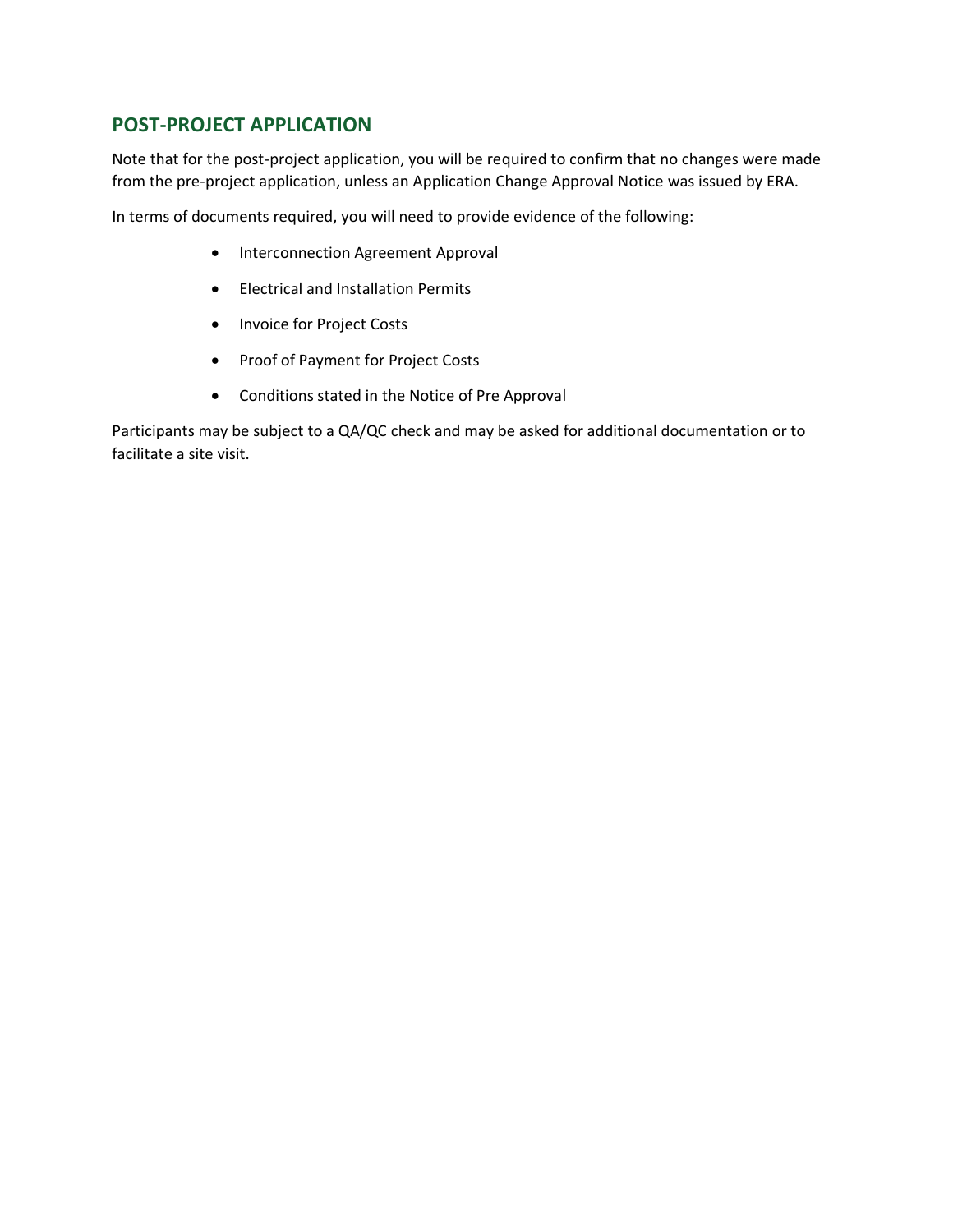## POST-PROJECT APPLICATION

Note that for the post-project application, you will be required to confirm that no changes were made from the pre-project application, unless an Application Change Approval Notice was issued by ERA.

In terms of documents required, you will need to provide evidence of the following:

- Interconnection Agreement Approval
- Electrical and Installation Permits
- Invoice for Project Costs
- Proof of Payment for Project Costs
- Conditions stated in the Notice of Pre Approval

Participants may be subject to a QA/QC check and may be asked for additional documentation or to facilitate a site visit.